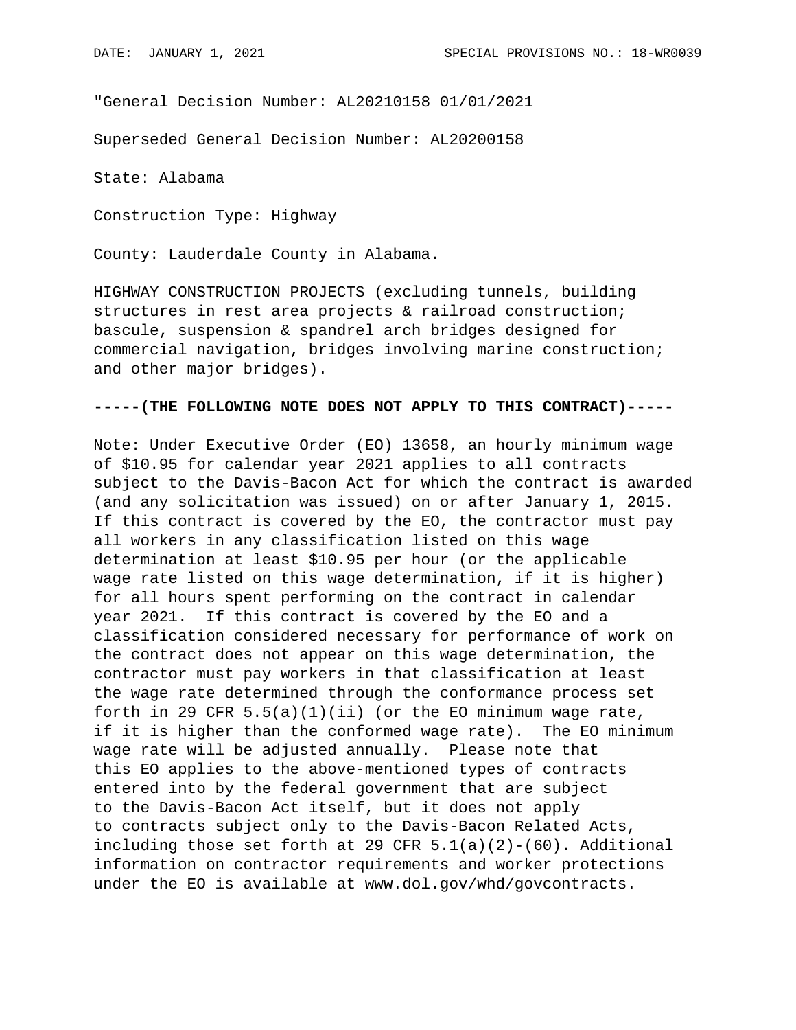DATE: JANUARY 1, 2021 SPECIAL PROVISIONS NO.: 18-WR0039

"General Decision Number: AL20210158 01/01/2021

Superseded General Decision Number: AL20200158

State: Alabama

Construction Type: Highway

County: Lauderdale County in Alabama.

HIGHWAY CONSTRUCTION PROJECTS (excluding tunnels, building structures in rest area projects & railroad construction; bascule, suspension & spandrel arch bridges designed for commercial navigation, bridges involving marine construction; and other major bridges).

**-----(THE FOLLOWING NOTE DOES NOT APPLY TO THIS CONTRACT)-----**

Note: Under Executive Order (EO) 13658, an hourly minimum wage of $10.95 for calendar year 2021 applies to all contracts subject to the Davis-Bacon Act for which the contract is awarded (and any solicitation was issued) on or after January 1, 2015. If this contract is covered by the EO, the contractor must pay all workers in any classification listed on this wage determination at least $10.95 per hour (or the applicable wage rate listed on this wage determination, if it is higher) for all hours spent performing on the contract in calendar year 2021. If this contract is covered by the EO and a classification considered necessary for performance of work on the contract does not appear on this wage determination, the contractor must pay workers in that classification at least the wage rate determined through the conformance process set forth in 29 CFR 5.5(a)(1)(ii) (or the EO minimum wage rate, if it is higher than the conformed wage rate). The EO minimum wage rate will be adjusted annually. Please note that this EO applies to the above-mentioned types of contracts entered into by the federal government that are subject to the Davis-Bacon Act itself, but it does not apply to contracts subject only to the Davis-Bacon Related Acts, including those set forth at 29 CFR 5.1(a)(2)-(60). Additional information on contractor requirements and worker protections under the EO is available at www.dol.gov/whd/govcontracts.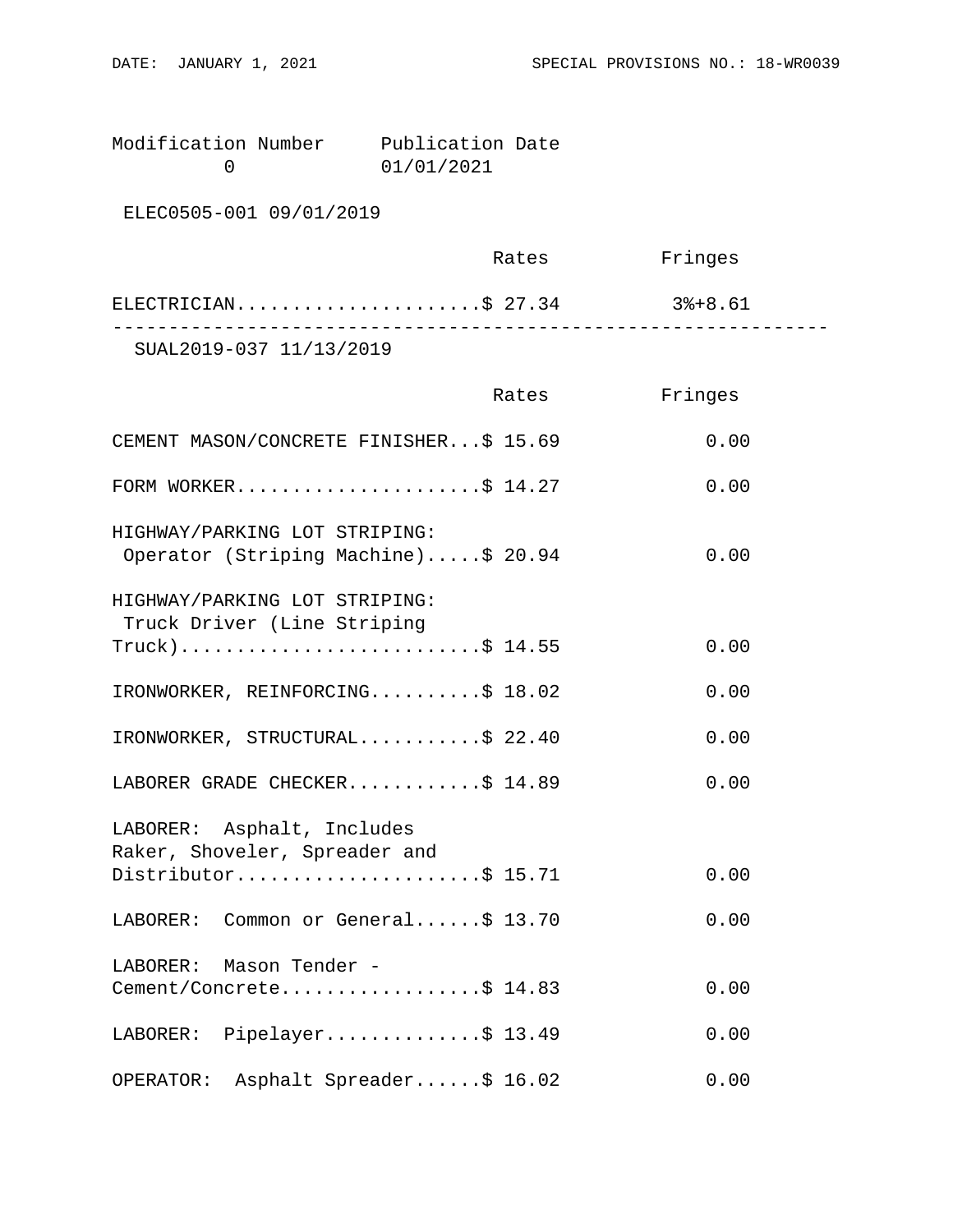Modification Number    Publication Date
0    01/01/2021

ELEC0505-001 09/01/2019

| | Rates | Fringes |
|---|---|---|
| ELECTRICIAN | $ 27.34 | 3%+8.61 |

---

SUAL2019-037 11/13/2019

| | Rates | Fringes |
|---|---|---|
| CEMENT MASON/CONCRETE FINISHER | $ 15.69 | 0.00 |
| FORM WORKER | $ 14.27 | 0.00 |
| HIGHWAY/PARKING LOT STRIPING: Operator (Striping Machine) | $ 20.94 | 0.00 |
| HIGHWAY/PARKING LOT STRIPING: Truck Driver (Line Striping Truck) | $ 14.55 | 0.00 |
| IRONWORKER, REINFORCING | $ 18.02 | 0.00 |
| IRONWORKER, STRUCTURAL | $ 22.40 | 0.00 |
| LABORER GRADE CHECKER | $ 14.89 | 0.00 |
| LABORER: Asphalt, Includes Raker, Shoveler, Spreader and Distributor | $ 15.71 | 0.00 |
| LABORER: Common or General | $ 13.70 | 0.00 |
| LABORER: Mason Tender - Cement/Concrete | $ 14.83 | 0.00 |
| LABORER: Pipelayer | $ 13.49 | 0.00 |
| OPERATOR: Asphalt Spreader | $ 16.02 | 0.00 |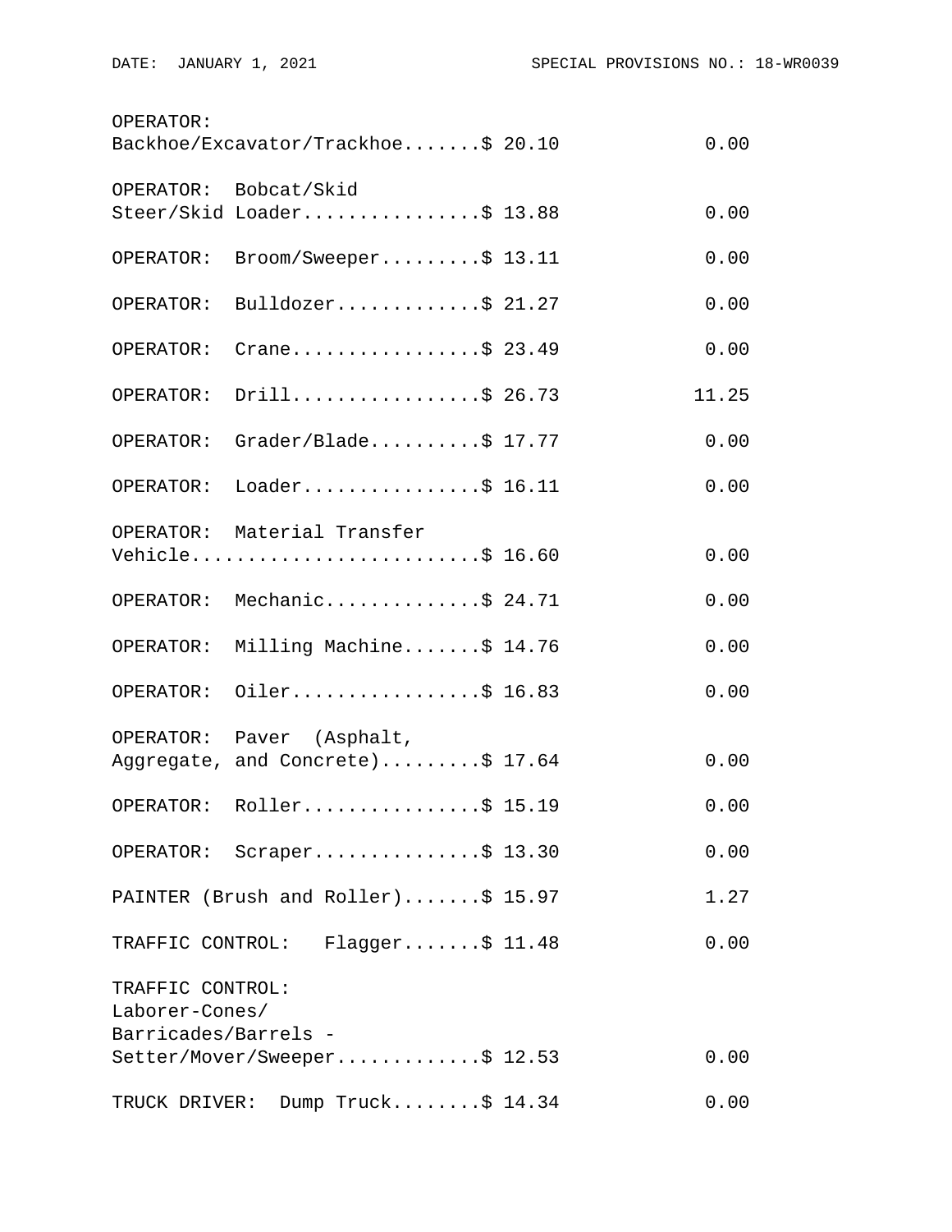| Classification | Rates | Fringes |
|---|---|---|
| OPERATOR: Backhoe/Excavator/Trackhoe | $ 20.10 | 0.00 |
| OPERATOR: Bobcat/Skid Steer/Skid Loader | $ 13.88 | 0.00 |
| OPERATOR: Broom/Sweeper | $ 13.11 | 0.00 |
| OPERATOR: Bulldozer | $ 21.27 | 0.00 |
| OPERATOR: Crane | $ 23.49 | 0.00 |
| OPERATOR: Drill | $ 26.73 | 11.25 |
| OPERATOR: Grader/Blade | $ 17.77 | 0.00 |
| OPERATOR: Loader | $ 16.11 | 0.00 |
| OPERATOR: Material Transfer Vehicle | $ 16.60 | 0.00 |
| OPERATOR: Mechanic | $ 24.71 | 0.00 |
| OPERATOR: Milling Machine | $ 14.76 | 0.00 |
| OPERATOR: Oiler | $ 16.83 | 0.00 |
| OPERATOR: Paver (Asphalt, Aggregate, and Concrete) | $ 17.64 | 0.00 |
| OPERATOR: Roller | $ 15.19 | 0.00 |
| OPERATOR: Scraper | $ 13.30 | 0.00 |
| PAINTER (Brush and Roller) | $ 15.97 | 1.27 |
| TRAFFIC CONTROL: Flagger | $ 11.48 | 0.00 |
| TRAFFIC CONTROL: Laborer-Cones/ Barricades/Barrels - Setter/Mover/Sweeper | $ 12.53 | 0.00 |
| TRUCK DRIVER: Dump Truck | $ 14.34 | 0.00 |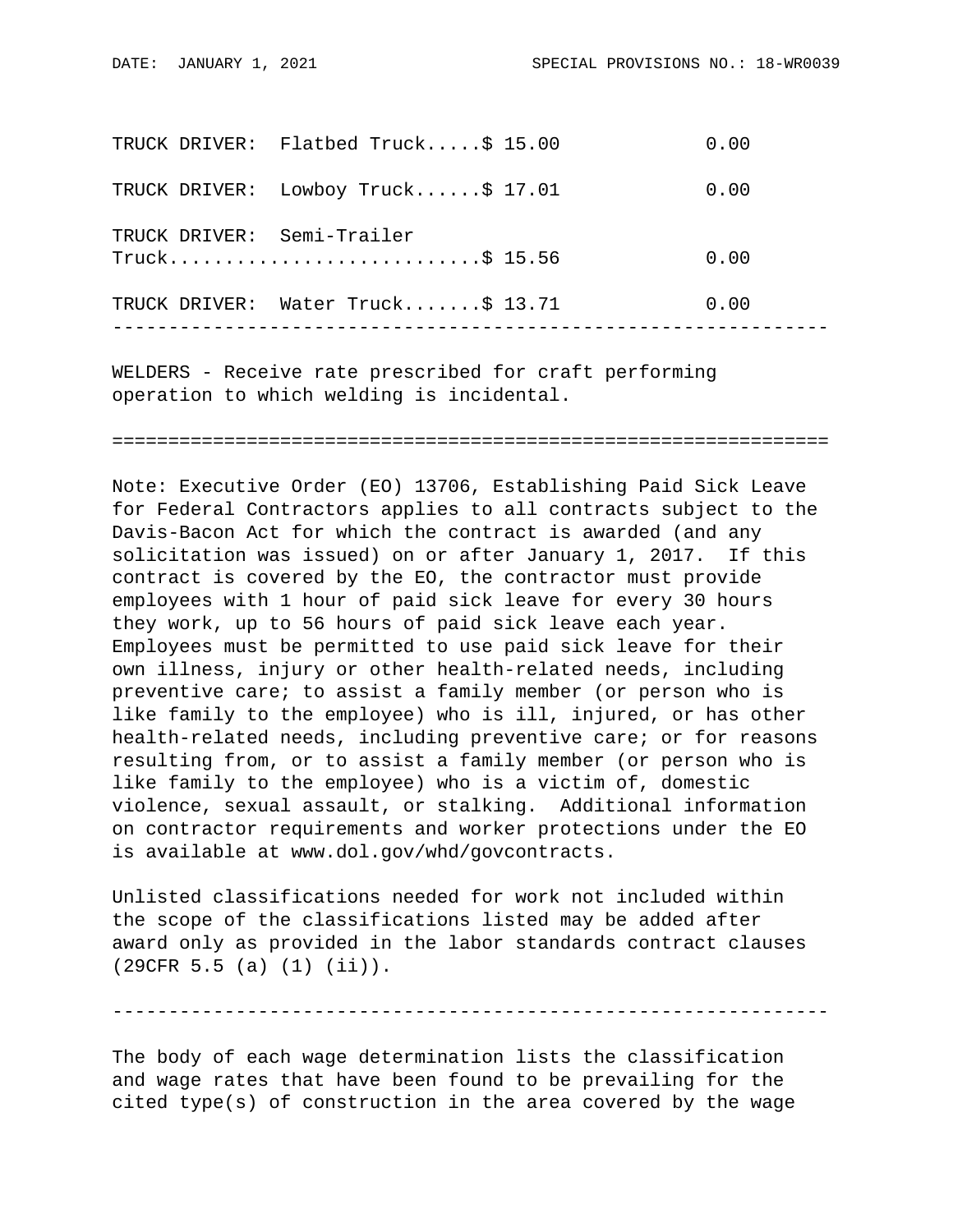| Classification | Rates | Fringes |
|---|---|---|
| TRUCK DRIVER: Flatbed Truck | $ 15.00 | 0.00 |
| TRUCK DRIVER: Lowboy Truck | $ 17.01 | 0.00 |
| TRUCK DRIVER: Semi-Trailer Truck | $ 15.56 | 0.00 |
| TRUCK DRIVER: Water Truck | $ 13.71 | 0.00 |

---

WELDERS - Receive rate prescribed for craft performing operation to which welding is incidental.

---

Note: Executive Order (EO) 13706, Establishing Paid Sick Leave for Federal Contractors applies to all contracts subject to the Davis-Bacon Act for which the contract is awarded (and any solicitation was issued) on or after January 1, 2017. If this contract is covered by the EO, the contractor must provide employees with 1 hour of paid sick leave for every 30 hours they work, up to 56 hours of paid sick leave each year. Employees must be permitted to use paid sick leave for their own illness, injury or other health-related needs, including preventive care; to assist a family member (or person who is like family to the employee) who is ill, injured, or has other health-related needs, including preventive care; or for reasons resulting from, or to assist a family member (or person who is like family to the employee) who is a victim of, domestic violence, sexual assault, or stalking. Additional information on contractor requirements and worker protections under the EO is available at www.dol.gov/whd/govcontracts.

Unlisted classifications needed for work not included within the scope of the classifications listed may be added after award only as provided in the labor standards contract clauses (29CFR 5.5 (a) (1) (ii)).

---

The body of each wage determination lists the classification and wage rates that have been found to be prevailing for the cited type(s) of construction in the area covered by the wage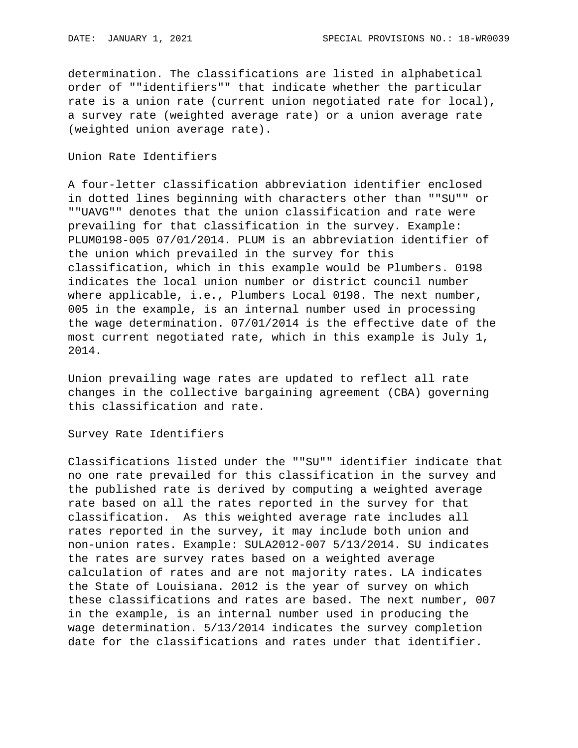determination. The classifications are listed in alphabetical order of ""identifiers"" that indicate whether the particular rate is a union rate (current union negotiated rate for local), a survey rate (weighted average rate) or a union average rate (weighted union average rate).

Union Rate Identifiers

A four-letter classification abbreviation identifier enclosed in dotted lines beginning with characters other than ""SU"" or ""UAVG"" denotes that the union classification and rate were prevailing for that classification in the survey. Example: PLUM0198-005 07/01/2014. PLUM is an abbreviation identifier of the union which prevailed in the survey for this classification, which in this example would be Plumbers. 0198 indicates the local union number or district council number where applicable, i.e., Plumbers Local 0198. The next number, 005 in the example, is an internal number used in processing the wage determination. 07/01/2014 is the effective date of the most current negotiated rate, which in this example is July 1, 2014.

Union prevailing wage rates are updated to reflect all rate changes in the collective bargaining agreement (CBA) governing this classification and rate.

Survey Rate Identifiers

Classifications listed under the ""SU"" identifier indicate that no one rate prevailed for this classification in the survey and the published rate is derived by computing a weighted average rate based on all the rates reported in the survey for that classification. As this weighted average rate includes all rates reported in the survey, it may include both union and non-union rates. Example: SULA2012-007 5/13/2014. SU indicates the rates are survey rates based on a weighted average calculation of rates and are not majority rates. LA indicates the State of Louisiana. 2012 is the year of survey on which these classifications and rates are based. The next number, 007 in the example, is an internal number used in producing the wage determination. 5/13/2014 indicates the survey completion date for the classifications and rates under that identifier.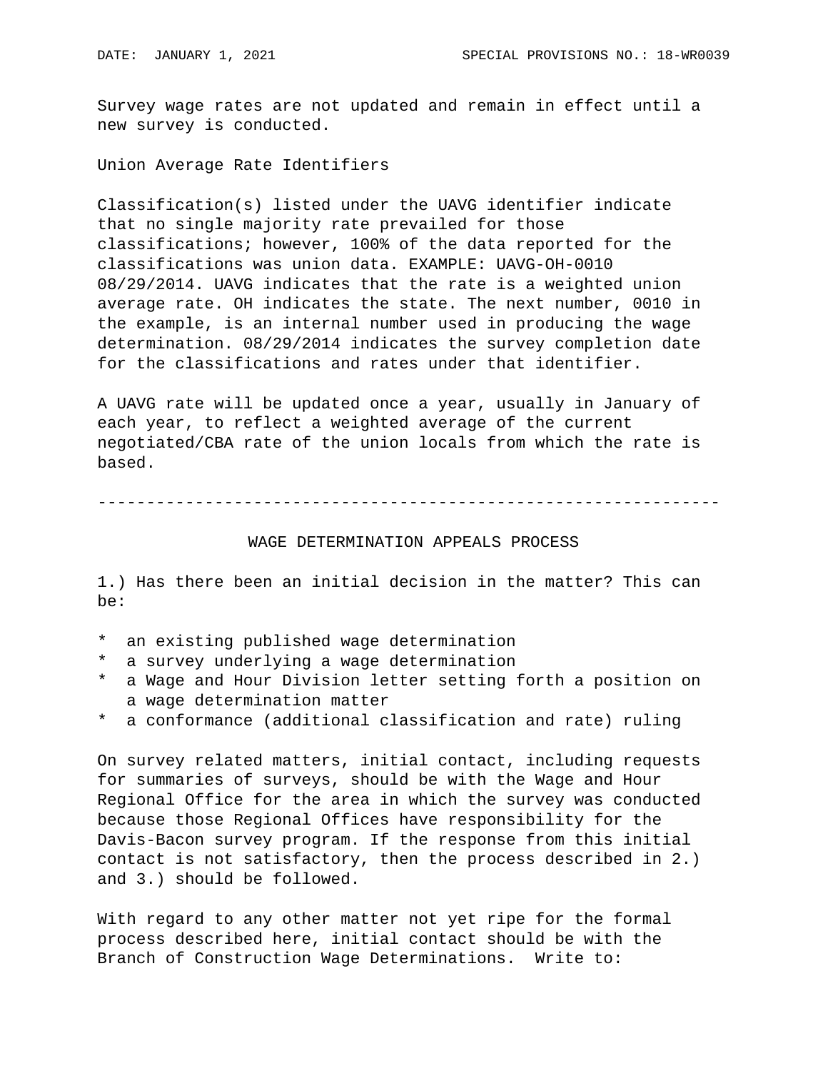Survey wage rates are not updated and remain in effect until a new survey is conducted.

Union Average Rate Identifiers

Classification(s) listed under the UAVG identifier indicate that no single majority rate prevailed for those classifications; however, 100% of the data reported for the classifications was union data. EXAMPLE: UAVG-OH-0010 08/29/2014. UAVG indicates that the rate is a weighted union average rate. OH indicates the state. The next number, 0010 in the example, is an internal number used in producing the wage determination. 08/29/2014 indicates the survey completion date for the classifications and rates under that identifier.

A UAVG rate will be updated once a year, usually in January of each year, to reflect a weighted average of the current negotiated/CBA rate of the union locals from which the rate is based.

----------------------------------------------------------------

## WAGE DETERMINATION APPEALS PROCESS

1.) Has there been an initial decision in the matter? This can be:

* an existing published wage determination
* a survey underlying a wage determination
* a Wage and Hour Division letter setting forth a position on a wage determination matter
* a conformance (additional classification and rate) ruling

On survey related matters, initial contact, including requests for summaries of surveys, should be with the Wage and Hour Regional Office for the area in which the survey was conducted because those Regional Offices have responsibility for the Davis-Bacon survey program. If the response from this initial contact is not satisfactory, then the process described in 2.) and 3.) should be followed.

With regard to any other matter not yet ripe for the formal process described here, initial contact should be with the Branch of Construction Wage Determinations. Write to: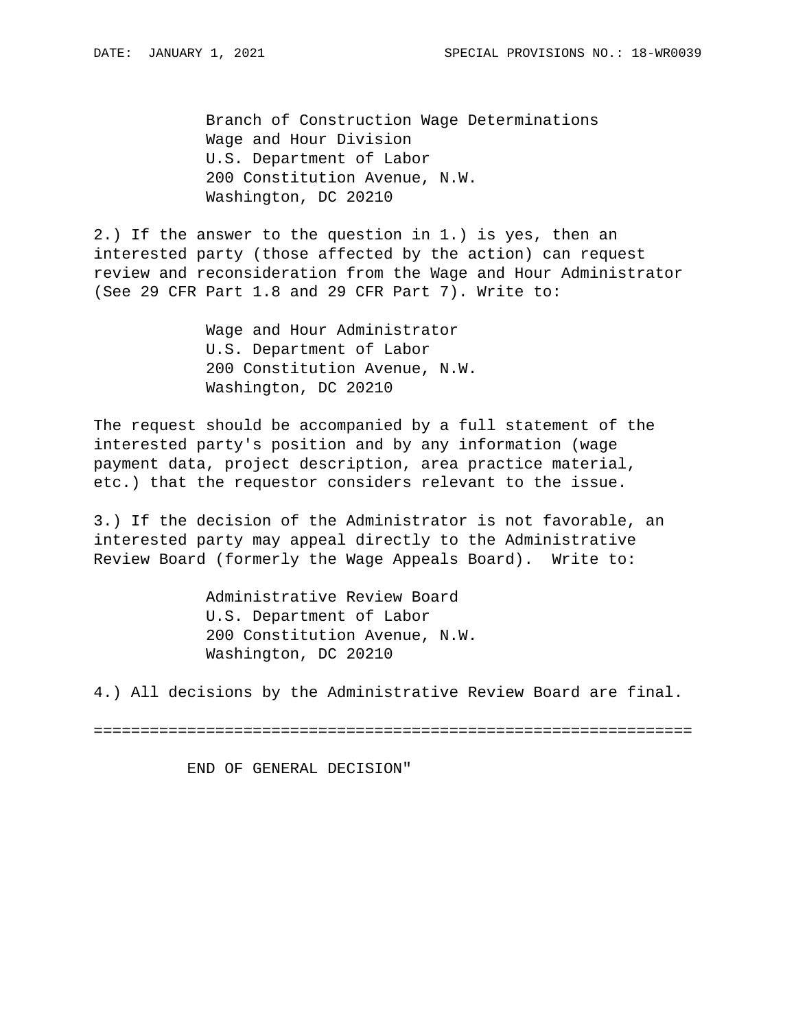Branch of Construction Wage Determinations
Wage and Hour Division
U.S. Department of Labor
200 Constitution Avenue, N.W.
Washington, DC 20210

2.) If the answer to the question in 1.) is yes, then an interested party (those affected by the action) can request review and reconsideration from the Wage and Hour Administrator (See 29 CFR Part 1.8 and 29 CFR Part 7). Write to:

Wage and Hour Administrator
U.S. Department of Labor
200 Constitution Avenue, N.W.
Washington, DC 20210

The request should be accompanied by a full statement of the interested party's position and by any information (wage payment data, project description, area practice material, etc.) that the requestor considers relevant to the issue.

3.) If the decision of the Administrator is not favorable, an interested party may appeal directly to the Administrative Review Board (formerly the Wage Appeals Board). Write to:

Administrative Review Board
U.S. Department of Labor
200 Constitution Avenue, N.W.
Washington, DC 20210

4.) All decisions by the Administrative Review Board are final.

================================================================

END OF GENERAL DECISION"